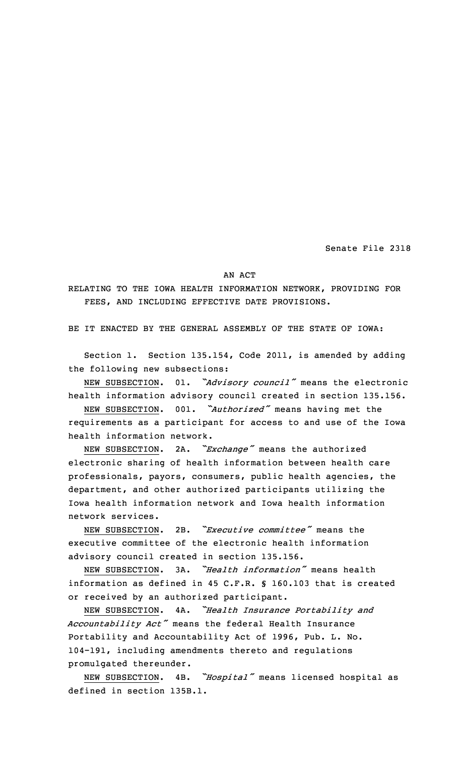Senate File 2318

AN ACT

RELATING TO THE IOWA HEALTH INFORMATION NETWORK, PROVIDING FOR FEES, AND INCLUDING EFFECTIVE DATE PROVISIONS.

BE IT ENACTED BY THE GENERAL ASSEMBLY OF THE STATE OF IOWA:

Section 1. Section 135.154, Code 2011, is amended by adding the following new subsections:

NEW SUBSECTION. 01. *"Advisory council"* means the electronic health information advisory council created in section 135.156.

NEW SUBSECTION. 001. *"Authorized"* means having met the requirements as a participant for access to and use of the Iowa health information network.

NEW SUBSECTION. 2A. *"Exchange"* means the authorized electronic sharing of health information between health care professionals, payors, consumers, public health agencies, the department, and other authorized participants utilizing the Iowa health information network and Iowa health information network services.

NEW SUBSECTION. 2B. *"Executive committee"* means the executive committee of the electronic health information advisory council created in section 135.156.

NEW SUBSECTION. 3A. *"Health information"* means health information as defined in 45 C.F.R. § 160.103 that is created or received by an authorized participant.

NEW SUBSECTION. 4A. *"Health Insurance Portability and Accountability Act"* means the federal Health Insurance Portability and Accountability Act of 1996, Pub. L. No. 104-191, including amendments thereto and regulations promulgated thereunder.

NEW SUBSECTION. 4B. *"Hospital"* means licensed hospital as defined in section 135B.1.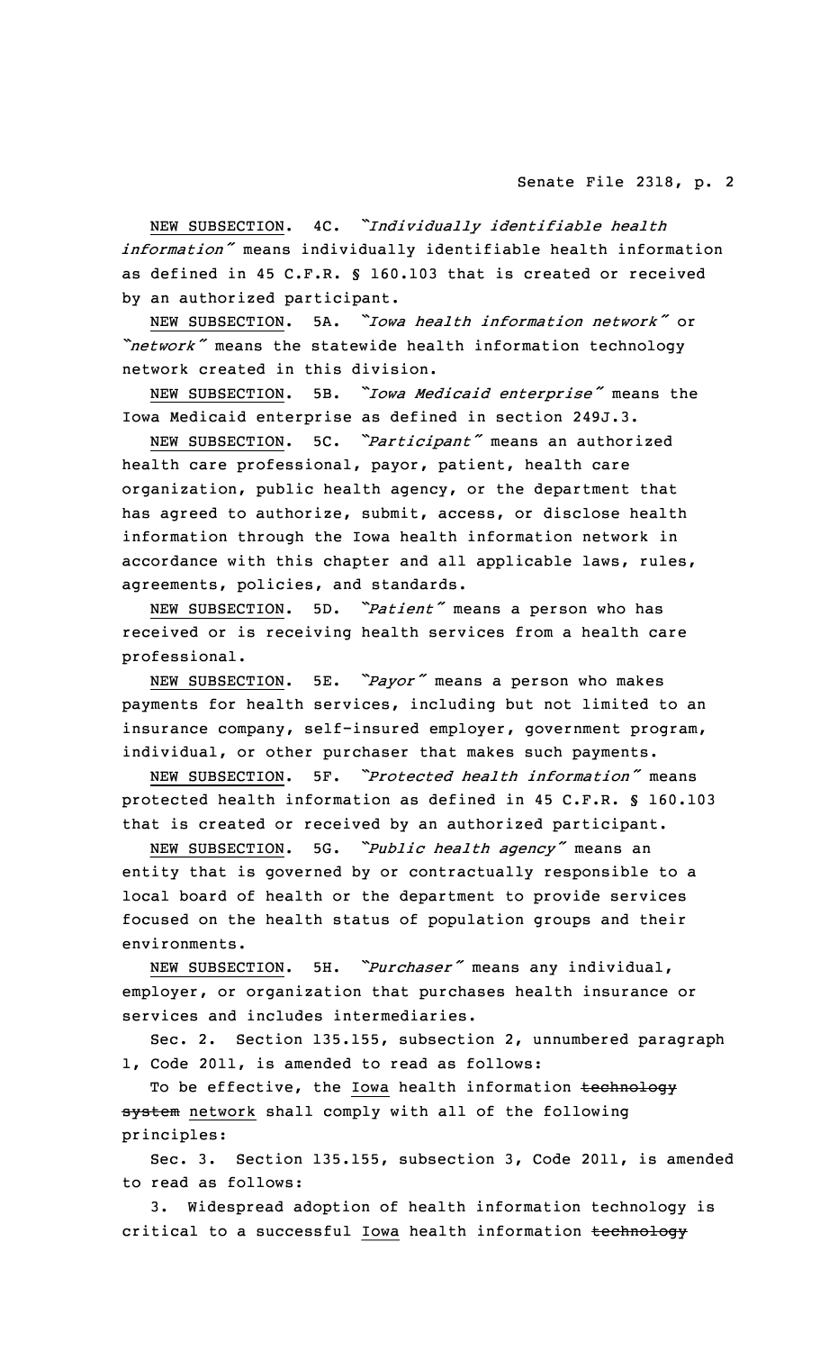NEW SUBSECTION. 4C. *"Individually identifiable health information"* means individually identifiable health information as defined in 45 C.F.R. § 160.103 that is created or received by an authorized participant.

NEW SUBSECTION. 5A. *"Iowa health information network"* or *"network"* means the statewide health information technology network created in this division.

NEW SUBSECTION. 5B. *"Iowa Medicaid enterprise"* means the Iowa Medicaid enterprise as defined in section 249J.3.

NEW SUBSECTION. 5C. *"Participant"* means an authorized health care professional, payor, patient, health care organization, public health agency, or the department that has agreed to authorize, submit, access, or disclose health information through the Iowa health information network in accordance with this chapter and all applicable laws, rules, agreements, policies, and standards.

NEW SUBSECTION. 5D. *"Patient"* means a person who has received or is receiving health services from a health care professional.

NEW SUBSECTION. 5E. *"Payor"* means a person who makes payments for health services, including but not limited to an insurance company, self-insured employer, government program, individual, or other purchaser that makes such payments.

NEW SUBSECTION. 5F. *"Protected health information"* means protected health information as defined in 45 C.F.R. § 160.103 that is created or received by an authorized participant.

NEW SUBSECTION. 5G. *"Public health agency"* means an entity that is governed by or contractually responsible to a local board of health or the department to provide services focused on the health status of population groups and their environments.

NEW SUBSECTION. 5H. *"Purchaser"* means any individual, employer, or organization that purchases health insurance or services and includes intermediaries.

Sec. 2. Section 135.155, subsection 2, unnumbered paragraph 1, Code 2011, is amended to read as follows:

To be effective, the Iowa health information ~~technology system~~ network shall comply with all of the following principles:

Sec. 3. Section 135.155, subsection 3, Code 2011, is amended to read as follows:

3. Widespread adoption of health information technology is critical to a successful Iowa health information ~~technology~~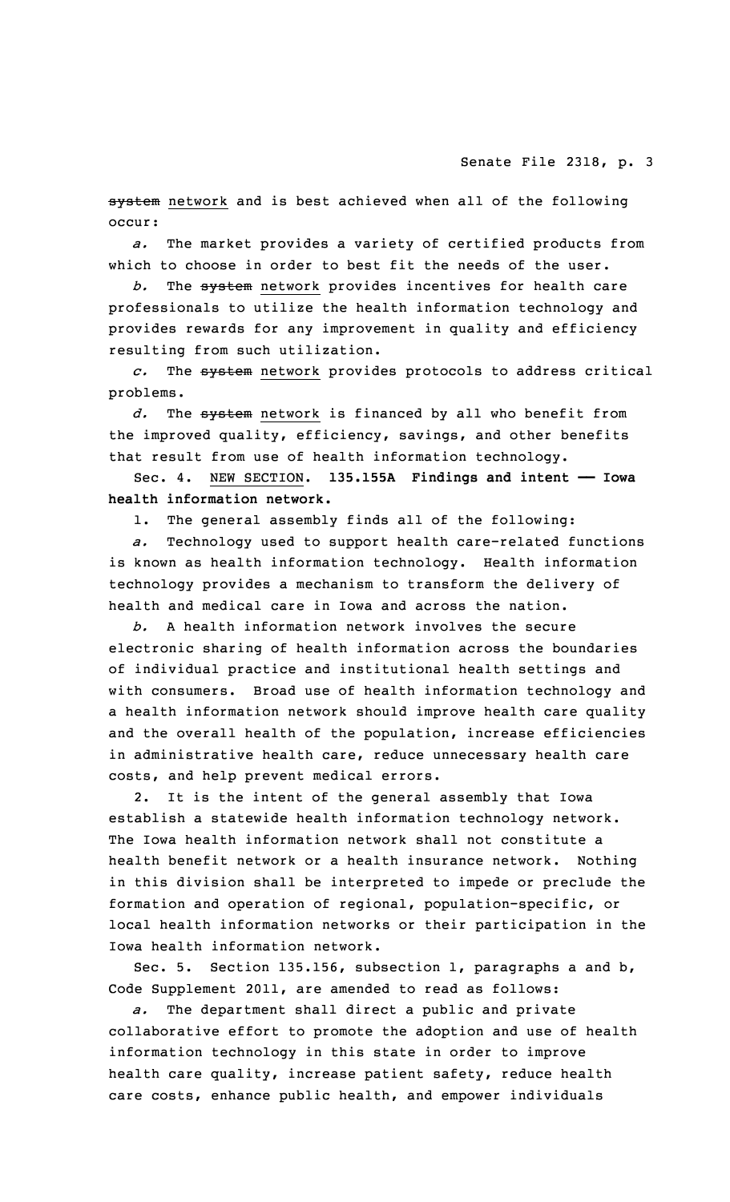~~system~~ network and is best achieved when all of the following occur:

*a.* The market provides a variety of certified products from which to choose in order to best fit the needs of the user.

*b.* The ~~system~~ network provides incentives for health care professionals to utilize the health information technology and provides rewards for any improvement in quality and efficiency resulting from such utilization.

*c.* The ~~system~~ network provides protocols to address critical problems.

*d.* The ~~system~~ network is financed by all who benefit from the improved quality, efficiency, savings, and other benefits that result from use of health information technology.

Sec. 4. NEW SECTION. **135.155A Findings and intent —— Iowa health information network.**

1. The general assembly finds all of the following:

*a.* Technology used to support health care-related functions is known as health information technology. Health information technology provides a mechanism to transform the delivery of health and medical care in Iowa and across the nation.

*b.* A health information network involves the secure electronic sharing of health information across the boundaries of individual practice and institutional health settings and with consumers. Broad use of health information technology and a health information network should improve health care quality and the overall health of the population, increase efficiencies in administrative health care, reduce unnecessary health care costs, and help prevent medical errors.

2. It is the intent of the general assembly that Iowa establish a statewide health information technology network. The Iowa health information network shall not constitute a health benefit network or a health insurance network. Nothing in this division shall be interpreted to impede or preclude the formation and operation of regional, population-specific, or local health information networks or their participation in the Iowa health information network.

Sec. 5. Section 135.156, subsection 1, paragraphs a and b, Code Supplement 2011, are amended to read as follows:

*a.* The department shall direct a public and private collaborative effort to promote the adoption and use of health information technology in this state in order to improve health care quality, increase patient safety, reduce health care costs, enhance public health, and empower individuals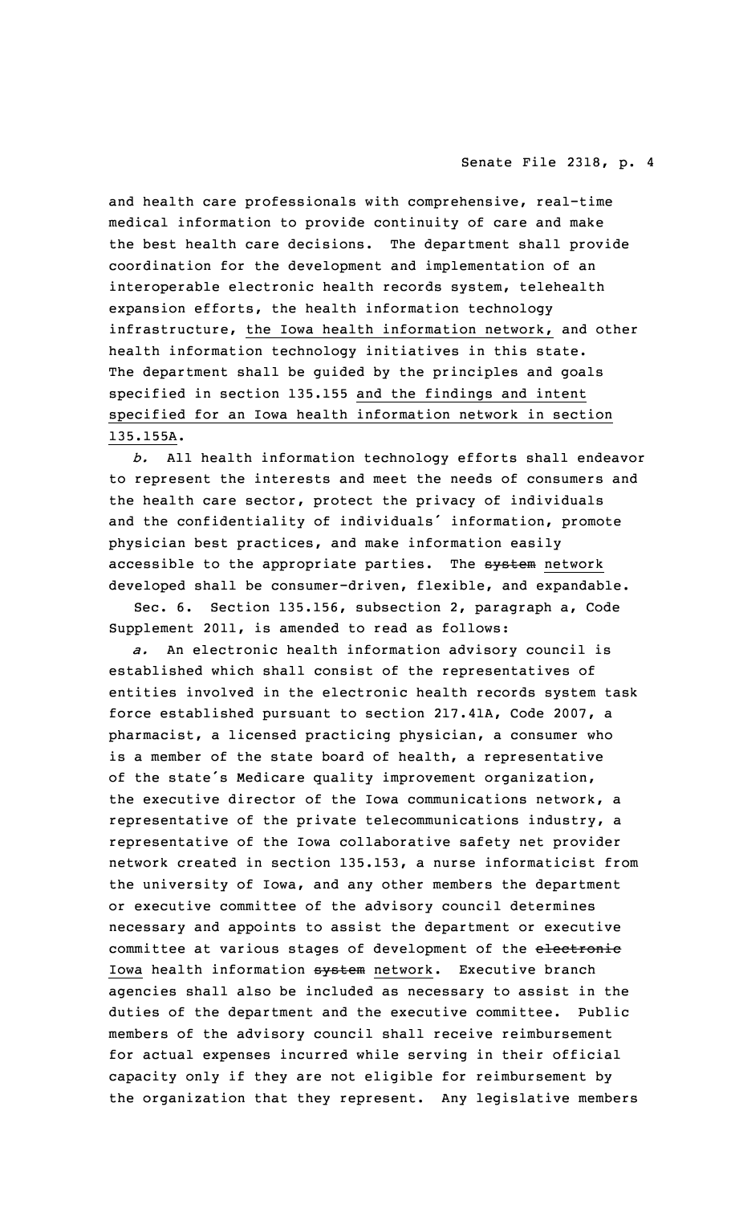and health care professionals with comprehensive, real-time medical information to provide continuity of care and make the best health care decisions. The department shall provide coordination for the development and implementation of an interoperable electronic health records system, telehealth expansion efforts, the health information technology infrastructure, the Iowa health information network, and other health information technology initiatives in this state. The department shall be guided by the principles and goals specified in section 135.155 and the findings and intent specified for an Iowa health information network in section 135.155A.

*b.* All health information technology efforts shall endeavor to represent the interests and meet the needs of consumers and the health care sector, protect the privacy of individuals and the confidentiality of individuals' information, promote physician best practices, and make information easily accessible to the appropriate parties. The ~~system~~ network developed shall be consumer-driven, flexible, and expandable.

Sec. 6. Section 135.156, subsection 2, paragraph a, Code Supplement 2011, is amended to read as follows:

*a.* An electronic health information advisory council is established which shall consist of the representatives of entities involved in the electronic health records system task force established pursuant to section 217.41A, Code 2007, a pharmacist, a licensed practicing physician, a consumer who is a member of the state board of health, a representative of the state's Medicare quality improvement organization, the executive director of the Iowa communications network, a representative of the private telecommunications industry, a representative of the Iowa collaborative safety net provider network created in section 135.153, a nurse informaticist from the university of Iowa, and any other members the department or executive committee of the advisory council determines necessary and appoints to assist the department or executive committee at various stages of development of the ~~electronic~~ Iowa health information ~~system~~ network. Executive branch agencies shall also be included as necessary to assist in the duties of the department and the executive committee. Public members of the advisory council shall receive reimbursement for actual expenses incurred while serving in their official capacity only if they are not eligible for reimbursement by the organization that they represent. Any legislative members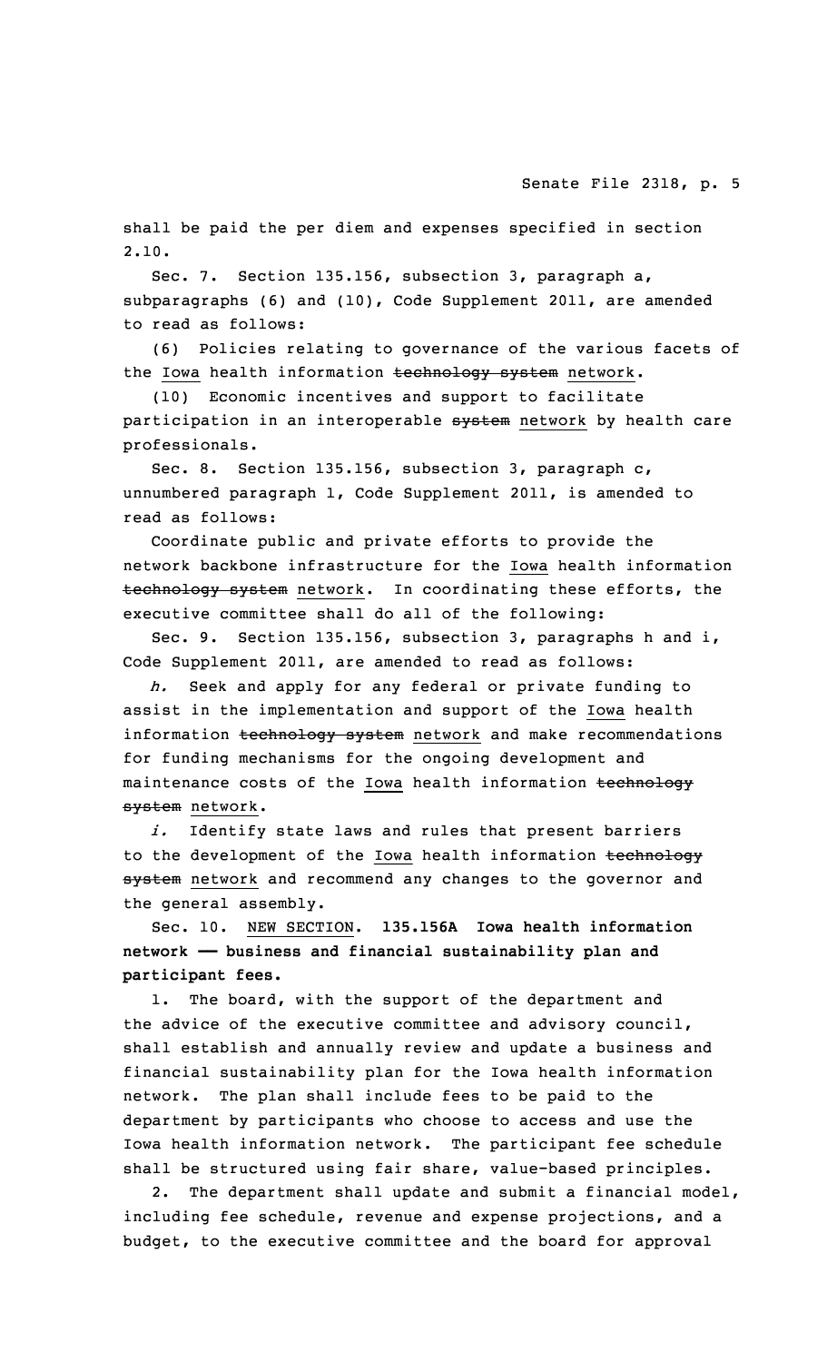shall be paid the per diem and expenses specified in section 2.10.

Sec. 7. Section 135.156, subsection 3, paragraph a, subparagraphs (6) and (10), Code Supplement 2011, are amended to read as follows:

(6) Policies relating to governance of the various facets of the Iowa health information ~~technology system~~ network.

(10) Economic incentives and support to facilitate participation in an interoperable ~~system~~ network by health care professionals.

Sec. 8. Section 135.156, subsection 3, paragraph c, unnumbered paragraph 1, Code Supplement 2011, is amended to read as follows:

Coordinate public and private efforts to provide the network backbone infrastructure for the Iowa health information ~~technology system~~ network. In coordinating these efforts, the executive committee shall do all of the following:

Sec. 9. Section 135.156, subsection 3, paragraphs h and i, Code Supplement 2011, are amended to read as follows:

*h.* Seek and apply for any federal or private funding to assist in the implementation and support of the Iowa health information ~~technology system~~ network and make recommendations for funding mechanisms for the ongoing development and maintenance costs of the Iowa health information ~~technology system~~ network.

*i.* Identify state laws and rules that present barriers to the development of the Iowa health information ~~technology system~~ network and recommend any changes to the governor and the general assembly.

Sec. 10. NEW SECTION. **135.156A Iowa health information network — business and financial sustainability plan and participant fees.**

1. The board, with the support of the department and the advice of the executive committee and advisory council, shall establish and annually review and update a business and financial sustainability plan for the Iowa health information network. The plan shall include fees to be paid to the department by participants who choose to access and use the Iowa health information network. The participant fee schedule shall be structured using fair share, value-based principles.

2. The department shall update and submit a financial model, including fee schedule, revenue and expense projections, and a budget, to the executive committee and the board for approval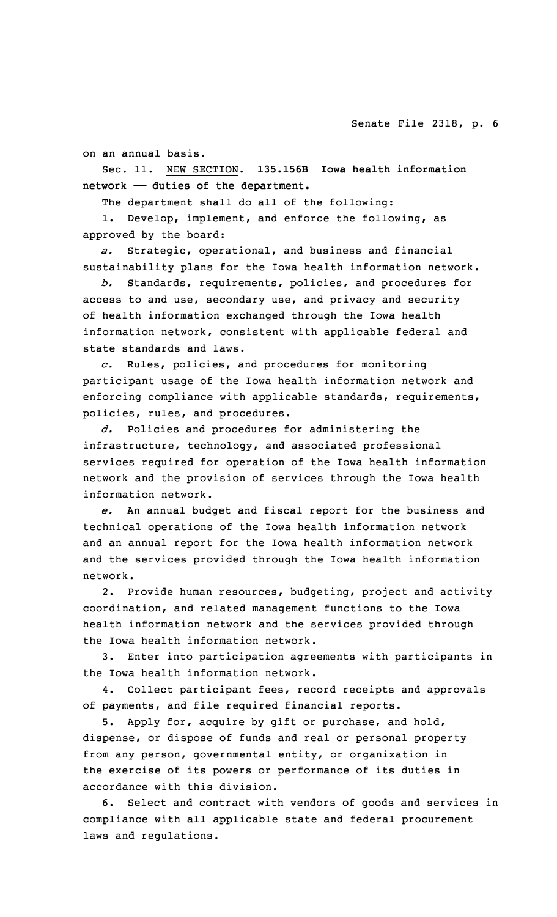on an annual basis.

Sec. 11. NEW SECTION. **135.156B Iowa health information network —— duties of the department.**

The department shall do all of the following:

1. Develop, implement, and enforce the following, as approved by the board:

*a.* Strategic, operational, and business and financial sustainability plans for the Iowa health information network.

*b.* Standards, requirements, policies, and procedures for access to and use, secondary use, and privacy and security of health information exchanged through the Iowa health information network, consistent with applicable federal and state standards and laws.

*c.* Rules, policies, and procedures for monitoring participant usage of the Iowa health information network and enforcing compliance with applicable standards, requirements, policies, rules, and procedures.

*d.* Policies and procedures for administering the infrastructure, technology, and associated professional services required for operation of the Iowa health information network and the provision of services through the Iowa health information network.

*e.* An annual budget and fiscal report for the business and technical operations of the Iowa health information network and an annual report for the Iowa health information network and the services provided through the Iowa health information network.

2. Provide human resources, budgeting, project and activity coordination, and related management functions to the Iowa health information network and the services provided through the Iowa health information network.

3. Enter into participation agreements with participants in the Iowa health information network.

4. Collect participant fees, record receipts and approvals of payments, and file required financial reports.

5. Apply for, acquire by gift or purchase, and hold, dispense, or dispose of funds and real or personal property from any person, governmental entity, or organization in the exercise of its powers or performance of its duties in accordance with this division.

6. Select and contract with vendors of goods and services in compliance with all applicable state and federal procurement laws and regulations.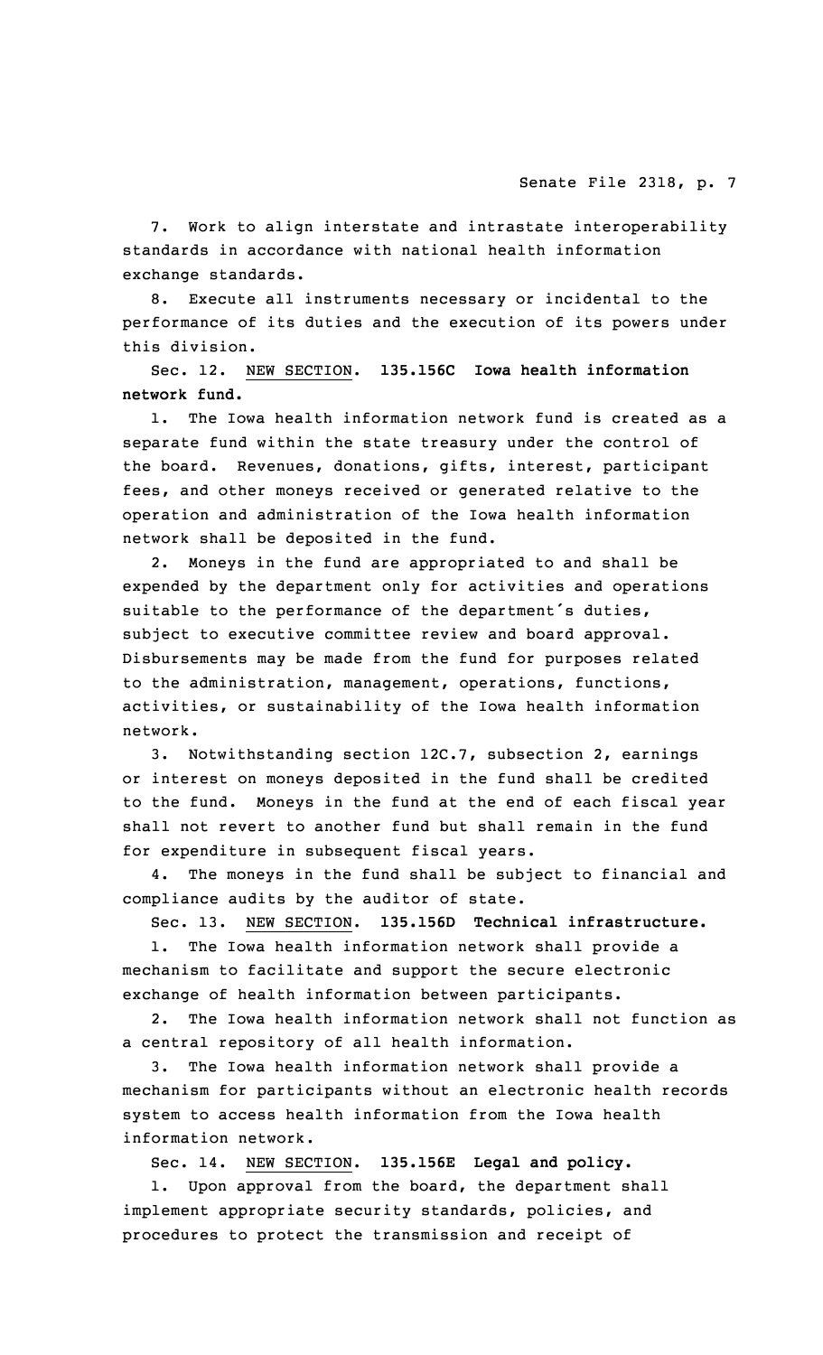7. Work to align interstate and intrastate interoperability standards in accordance with national health information exchange standards.

8. Execute all instruments necessary or incidental to the performance of its duties and the execution of its powers under this division.

Sec. 12. NEW SECTION. **135.156C Iowa health information network fund.**

1. The Iowa health information network fund is created as a separate fund within the state treasury under the control of the board. Revenues, donations, gifts, interest, participant fees, and other moneys received or generated relative to the operation and administration of the Iowa health information network shall be deposited in the fund.

2. Moneys in the fund are appropriated to and shall be expended by the department only for activities and operations suitable to the performance of the department's duties, subject to executive committee review and board approval. Disbursements may be made from the fund for purposes related to the administration, management, operations, functions, activities, or sustainability of the Iowa health information network.

3. Notwithstanding section 12C.7, subsection 2, earnings or interest on moneys deposited in the fund shall be credited to the fund. Moneys in the fund at the end of each fiscal year shall not revert to another fund but shall remain in the fund for expenditure in subsequent fiscal years.

4. The moneys in the fund shall be subject to financial and compliance audits by the auditor of state.

Sec. 13. NEW SECTION. **135.156D Technical infrastructure.**

1. The Iowa health information network shall provide a mechanism to facilitate and support the secure electronic exchange of health information between participants.

2. The Iowa health information network shall not function as a central repository of all health information.

3. The Iowa health information network shall provide a mechanism for participants without an electronic health records system to access health information from the Iowa health information network.

Sec. 14. NEW SECTION. **135.156E Legal and policy.**

1. Upon approval from the board, the department shall implement appropriate security standards, policies, and procedures to protect the transmission and receipt of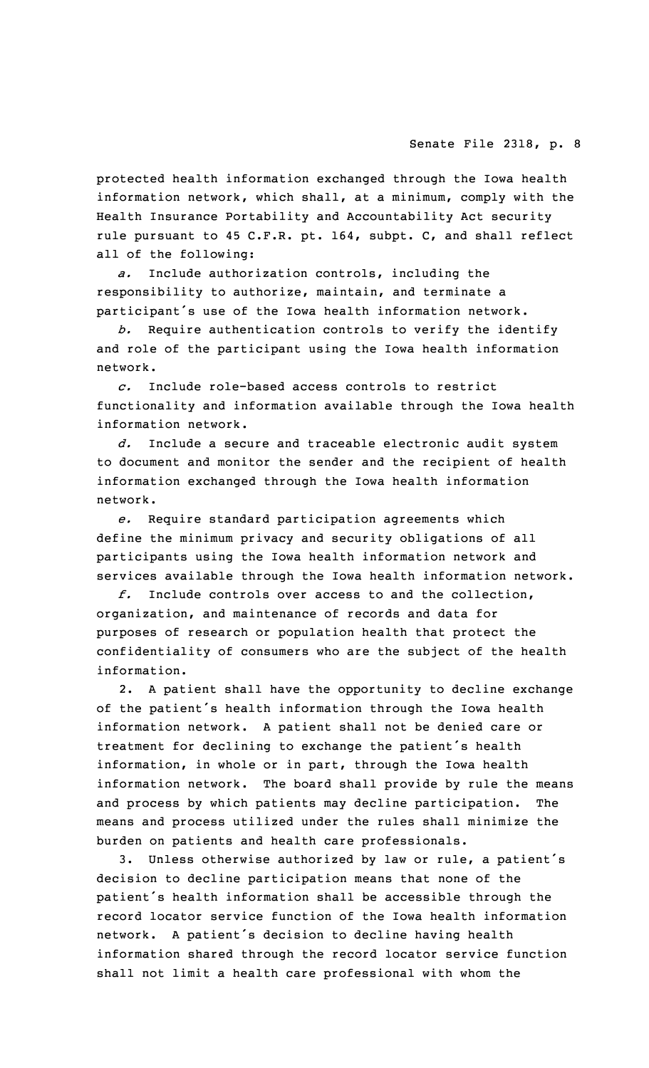protected health information exchanged through the Iowa health information network, which shall, at a minimum, comply with the Health Insurance Portability and Accountability Act security rule pursuant to 45 C.F.R. pt. 164, subpt. C, and shall reflect all of the following:

*a.* Include authorization controls, including the responsibility to authorize, maintain, and terminate a participant's use of the Iowa health information network.

*b.* Require authentication controls to verify the identify and role of the participant using the Iowa health information network.

*c.* Include role-based access controls to restrict functionality and information available through the Iowa health information network.

*d.* Include a secure and traceable electronic audit system to document and monitor the sender and the recipient of health information exchanged through the Iowa health information network.

*e.* Require standard participation agreements which define the minimum privacy and security obligations of all participants using the Iowa health information network and services available through the Iowa health information network.

*f.* Include controls over access to and the collection, organization, and maintenance of records and data for purposes of research or population health that protect the confidentiality of consumers who are the subject of the health information.

2. A patient shall have the opportunity to decline exchange of the patient's health information through the Iowa health information network. A patient shall not be denied care or treatment for declining to exchange the patient's health information, in whole or in part, through the Iowa health information network. The board shall provide by rule the means and process by which patients may decline participation. The means and process utilized under the rules shall minimize the burden on patients and health care professionals.

3. Unless otherwise authorized by law or rule, a patient's decision to decline participation means that none of the patient's health information shall be accessible through the record locator service function of the Iowa health information network. A patient's decision to decline having health information shared through the record locator service function shall not limit a health care professional with whom the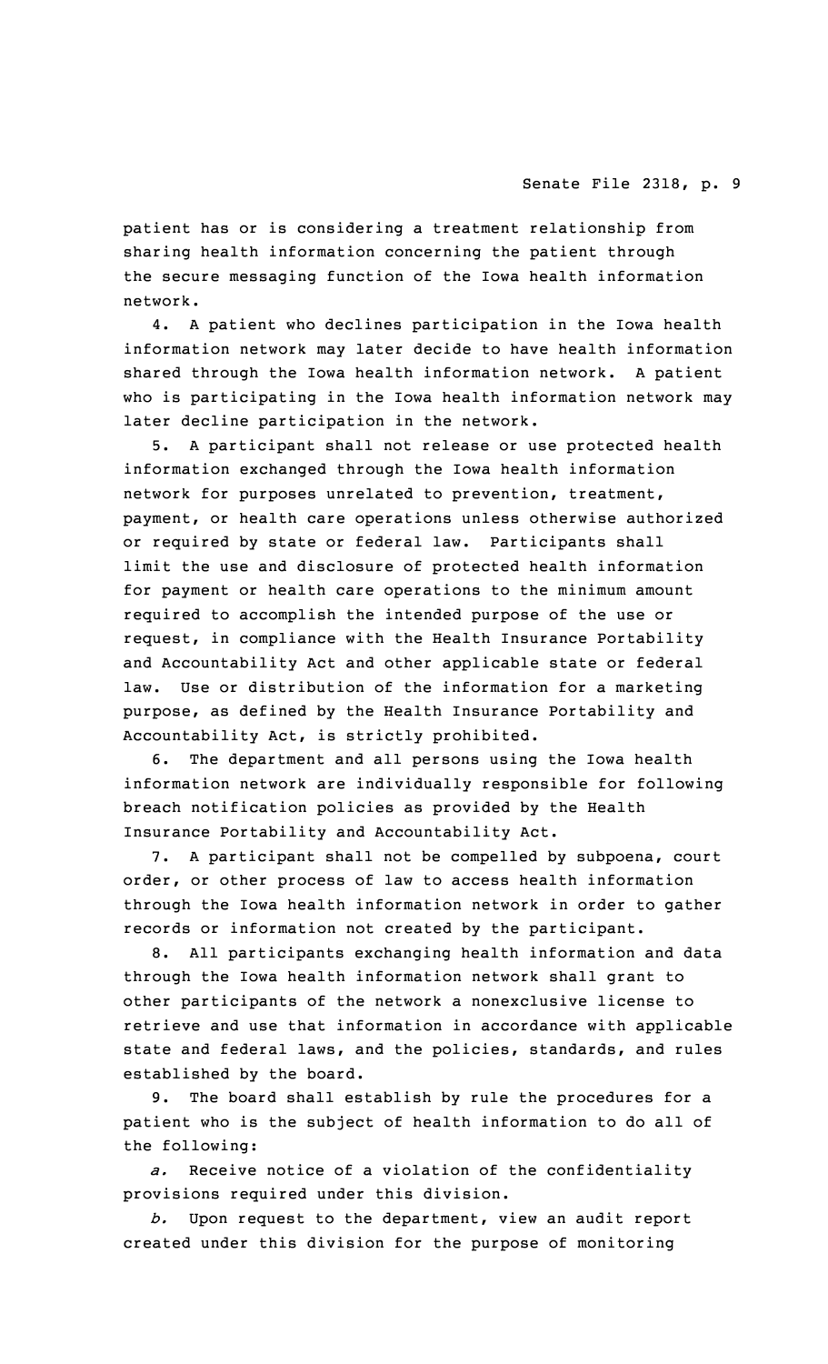patient has or is considering a treatment relationship from sharing health information concerning the patient through the secure messaging function of the Iowa health information network.

4. A patient who declines participation in the Iowa health information network may later decide to have health information shared through the Iowa health information network. A patient who is participating in the Iowa health information network may later decline participation in the network.

5. A participant shall not release or use protected health information exchanged through the Iowa health information network for purposes unrelated to prevention, treatment, payment, or health care operations unless otherwise authorized or required by state or federal law. Participants shall limit the use and disclosure of protected health information for payment or health care operations to the minimum amount required to accomplish the intended purpose of the use or request, in compliance with the Health Insurance Portability and Accountability Act and other applicable state or federal law. Use or distribution of the information for a marketing purpose, as defined by the Health Insurance Portability and Accountability Act, is strictly prohibited.

6. The department and all persons using the Iowa health information network are individually responsible for following breach notification policies as provided by the Health Insurance Portability and Accountability Act.

7. A participant shall not be compelled by subpoena, court order, or other process of law to access health information through the Iowa health information network in order to gather records or information not created by the participant.

8. All participants exchanging health information and data through the Iowa health information network shall grant to other participants of the network a nonexclusive license to retrieve and use that information in accordance with applicable state and federal laws, and the policies, standards, and rules established by the board.

9. The board shall establish by rule the procedures for a patient who is the subject of health information to do all of the following:

*a.* Receive notice of a violation of the confidentiality provisions required under this division.

*b.* Upon request to the department, view an audit report created under this division for the purpose of monitoring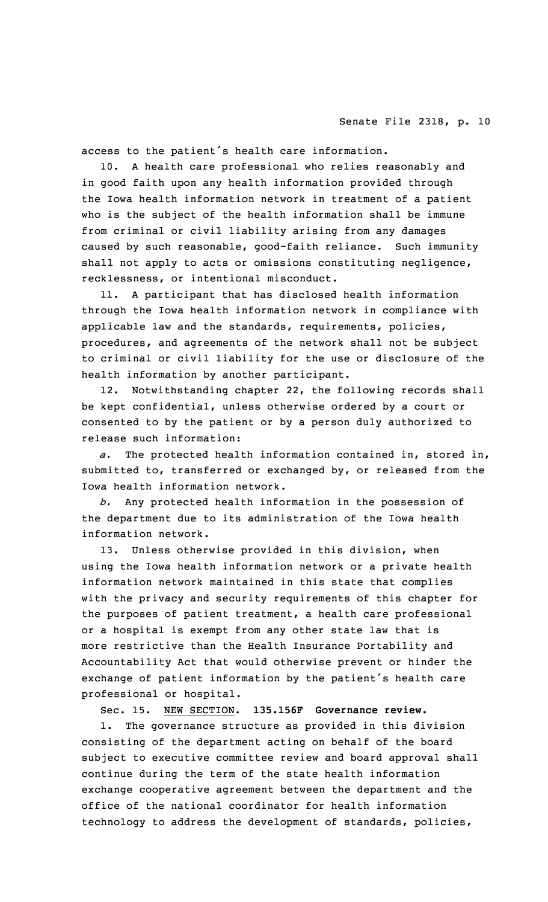access to the patient's health care information.

10. A health care professional who relies reasonably and in good faith upon any health information provided through the Iowa health information network in treatment of a patient who is the subject of the health information shall be immune from criminal or civil liability arising from any damages caused by such reasonable, good-faith reliance. Such immunity shall not apply to acts or omissions constituting negligence, recklessness, or intentional misconduct.

11. A participant that has disclosed health information through the Iowa health information network in compliance with applicable law and the standards, requirements, policies, procedures, and agreements of the network shall not be subject to criminal or civil liability for the use or disclosure of the health information by another participant.

12. Notwithstanding chapter 22, the following records shall be kept confidential, unless otherwise ordered by a court or consented to by the patient or by a person duly authorized to release such information:

*a.* The protected health information contained in, stored in, submitted to, transferred or exchanged by, or released from the Iowa health information network.

*b.* Any protected health information in the possession of the department due to its administration of the Iowa health information network.

13. Unless otherwise provided in this division, when using the Iowa health information network or a private health information network maintained in this state that complies with the privacy and security requirements of this chapter for the purposes of patient treatment, a health care professional or a hospital is exempt from any other state law that is more restrictive than the Health Insurance Portability and Accountability Act that would otherwise prevent or hinder the exchange of patient information by the patient's health care professional or hospital.

Sec. 15. NEW SECTION. **135.156F Governance review.**

1. The governance structure as provided in this division consisting of the department acting on behalf of the board subject to executive committee review and board approval shall continue during the term of the state health information exchange cooperative agreement between the department and the office of the national coordinator for health information technology to address the development of standards, policies,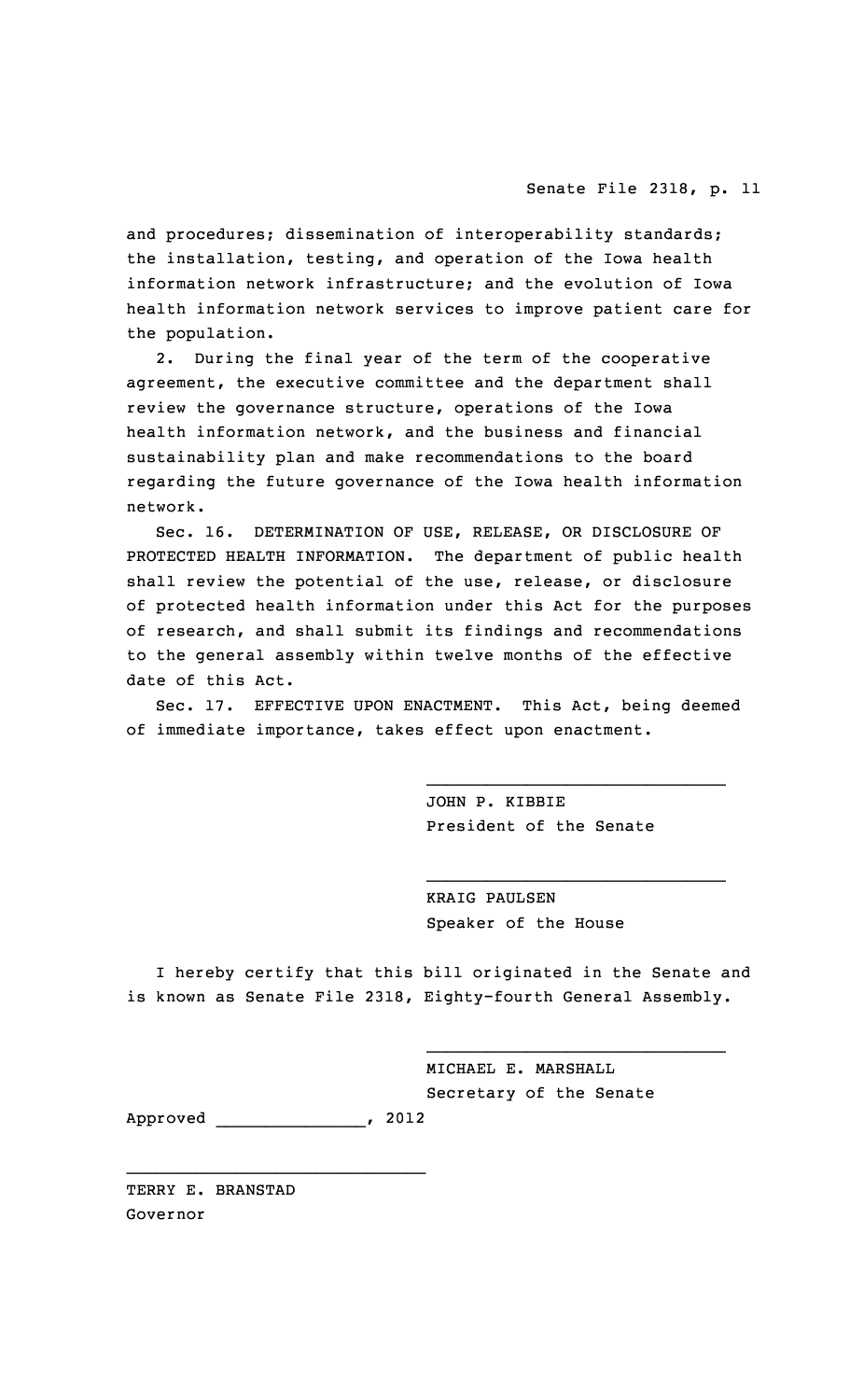and procedures; dissemination of interoperability standards; the installation, testing, and operation of the Iowa health information network infrastructure; and the evolution of Iowa health information network services to improve patient care for the population.

2. During the final year of the term of the cooperative agreement, the executive committee and the department shall review the governance structure, operations of the Iowa health information network, and the business and financial sustainability plan and make recommendations to the board regarding the future governance of the Iowa health information network.

Sec. 16. DETERMINATION OF USE, RELEASE, OR DISCLOSURE OF PROTECTED HEALTH INFORMATION. The department of public health shall review the potential of the use, release, or disclosure of protected health information under this Act for the purposes of research, and shall submit its findings and recommendations to the general assembly within twelve months of the effective date of this Act.

Sec. 17. EFFECTIVE UPON ENACTMENT. This Act, being deemed of immediate importance, takes effect upon enactment.

______________________________
JOHN P. KIBBIE
President of the Senate

______________________________
KRAIG PAULSEN
Speaker of the House

I hereby certify that this bill originated in the Senate and is known as Senate File 2318, Eighty-fourth General Assembly.

______________________________
MICHAEL E. MARSHALL
Secretary of the Senate

Approved _______________, 2012

______________________________
TERRY E. BRANSTAD
Governor